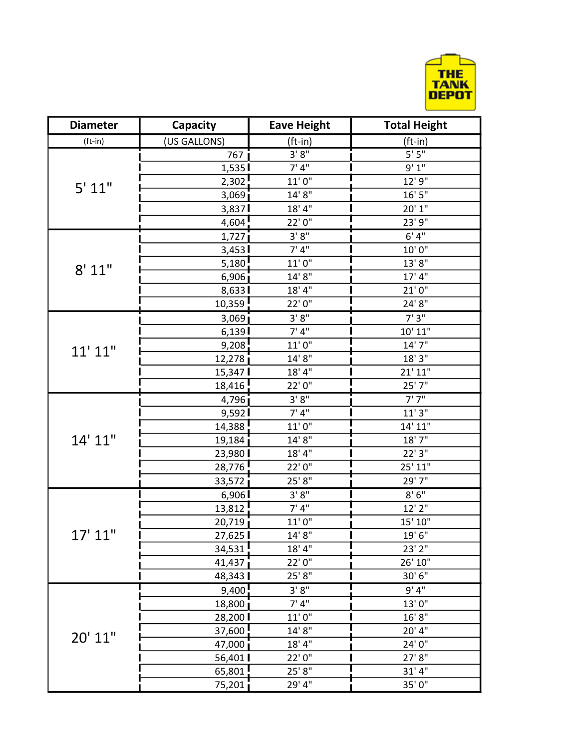THE TANK DEPOT

| Diameter | Capacity | Eave Height | Total Height |
|---|---|---|---|
| (ft-in) | (US GALLONS) | (ft-in) | (ft-in) |
| 5' 11" | 767 | 3' 8" | 5' 5" |
| | 1,535 | 7' 4" | 9' 1" |
| | 2,302 | 11' 0" | 12' 9" |
| | 3,069 | 14' 8" | 16' 5" |
| | 3,837 | 18' 4" | 20' 1" |
| | 4,604 | 22' 0" | 23' 9" |
| 8' 11" | 1,727 | 3' 8" | 6' 4" |
| | 3,453 | 7' 4" | 10' 0" |
| | 5,180 | 11' 0" | 13' 8" |
| | 6,906 | 14' 8" | 17' 4" |
| | 8,633 | 18' 4" | 21' 0" |
| | 10,359 | 22' 0" | 24' 8" |
| 11' 11" | 3,069 | 3' 8" | 7' 3" |
| | 6,139 | 7' 4" | 10' 11" |
| | 9,208 | 11' 0" | 14' 7" |
| | 12,278 | 14' 8" | 18' 3" |
| | 15,347 | 18' 4" | 21' 11" |
| | 18,416 | 22' 0" | 25' 7" |
| 14' 11" | 4,796 | 3' 8" | 7' 7" |
| | 9,592 | 7' 4" | 11' 3" |
| | 14,388 | 11' 0" | 14' 11" |
| | 19,184 | 14' 8" | 18' 7" |
| | 23,980 | 18' 4" | 22' 3" |
| | 28,776 | 22' 0" | 25' 11" |
| | 33,572 | 25' 8" | 29' 7" |
| 17' 11" | 6,906 | 3' 8" | 8' 6" |
| | 13,812 | 7' 4" | 12' 2" |
| | 20,719 | 11' 0" | 15' 10" |
| | 27,625 | 14' 8" | 19' 6" |
| | 34,531 | 18' 4" | 23' 2" |
| | 41,437 | 22' 0" | 26' 10" |
| | 48,343 | 25' 8" | 30' 6" |
| 20' 11" | 9,400 | 3' 8" | 9' 4" |
| | 18,800 | 7' 4" | 13' 0" |
| | 28,200 | 11' 0" | 16' 8" |
| | 37,600 | 14' 8" | 20' 4" |
| | 47,000 | 18' 4" | 24' 0" |
| | 56,401 | 22' 0" | 27' 8" |
| | 65,801 | 25' 8" | 31' 4" |
| | 75,201 | 29' 4" | 35' 0" |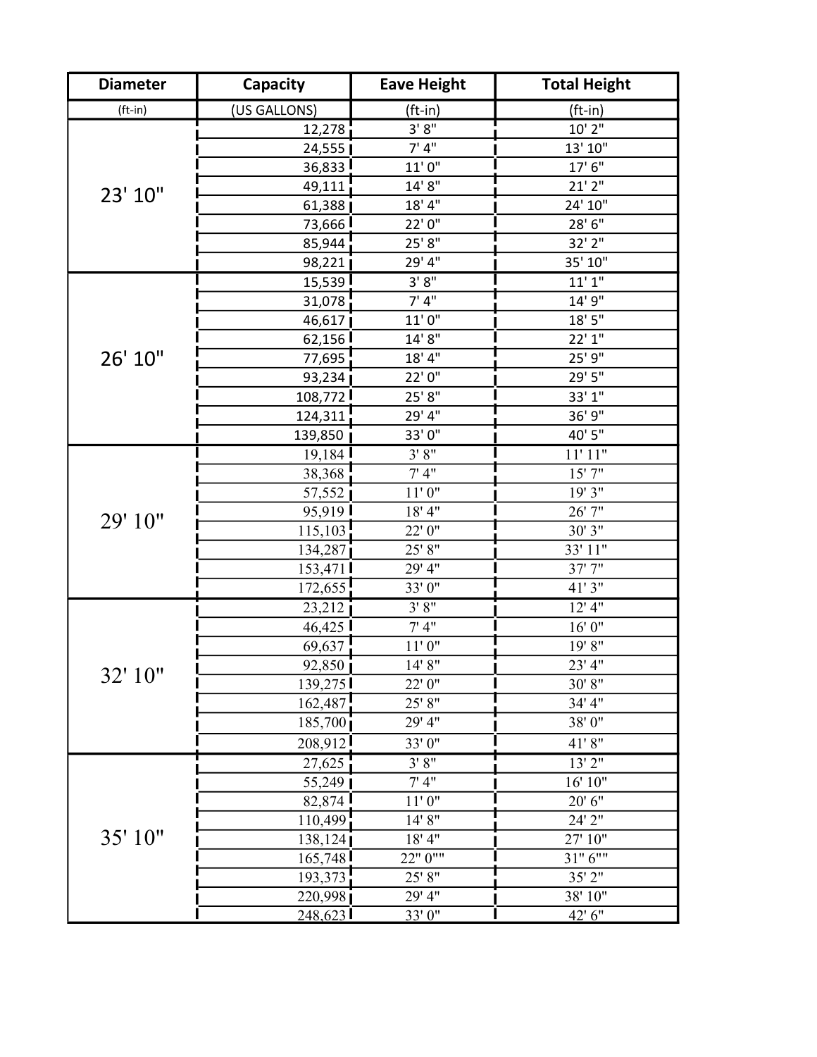| Diameter | Capacity | Eave Height | Total Height |
|---|---|---|---|
| (ft-in) | (US GALLONS) | (ft-in) | (ft-in) |
| 23' 10" | 12,278 | 3' 8" | 10' 2" |
| | 24,555 | 7' 4" | 13' 10" |
| | 36,833 | 11' 0" | 17' 6" |
| | 49,111 | 14' 8" | 21' 2" |
| | 61,388 | 18' 4" | 24' 10" |
| | 73,666 | 22' 0" | 28' 6" |
| | 85,944 | 25' 8" | 32' 2" |
| | 98,221 | 29' 4" | 35' 10" |
| 26' 10" | 15,539 | 3' 8" | 11' 1" |
| | 31,078 | 7' 4" | 14' 9" |
| | 46,617 | 11' 0" | 18' 5" |
| | 62,156 | 14' 8" | 22' 1" |
| | 77,695 | 18' 4" | 25' 9" |
| | 93,234 | 22' 0" | 29' 5" |
| | 108,772 | 25' 8" | 33' 1" |
| | 124,311 | 29' 4" | 36' 9" |
| | 139,850 | 33' 0" | 40' 5" |
| 29' 10" | 19,184 | 3' 8" | 11' 11" |
| | 38,368 | 7' 4" | 15' 7" |
| | 57,552 | 11' 0" | 19' 3" |
| | 95,919 | 18' 4" | 26' 7" |
| | 115,103 | 22' 0" | 30' 3" |
| | 134,287 | 25' 8" | 33' 11" |
| | 153,471 | 29' 4" | 37' 7" |
| | 172,655 | 33' 0" | 41' 3" |
| 32' 10" | 23,212 | 3' 8" | 12' 4" |
| | 46,425 | 7' 4" | 16' 0" |
| | 69,637 | 11' 0" | 19' 8" |
| | 92,850 | 14' 8" | 23' 4" |
| | 139,275 | 22' 0" | 30' 8" |
| | 162,487 | 25' 8" | 34' 4" |
| | 185,700 | 29' 4" | 38' 0" |
| | 208,912 | 33' 0" | 41' 8" |
| 35' 10" | 27,625 | 3' 8" | 13' 2" |
| | 55,249 | 7' 4" | 16' 10" |
| | 82,874 | 11' 0" | 20' 6" |
| | 110,499 | 14' 8" | 24' 2" |
| | 138,124 | 18' 4" | 27' 10" |
| | 165,748 | 22" 0"" | 31" 6"" |
| | 193,373 | 25' 8" | 35' 2" |
| | 220,998 | 29' 4" | 38' 10" |
| | 248,623 | 33' 0" | 42' 6" |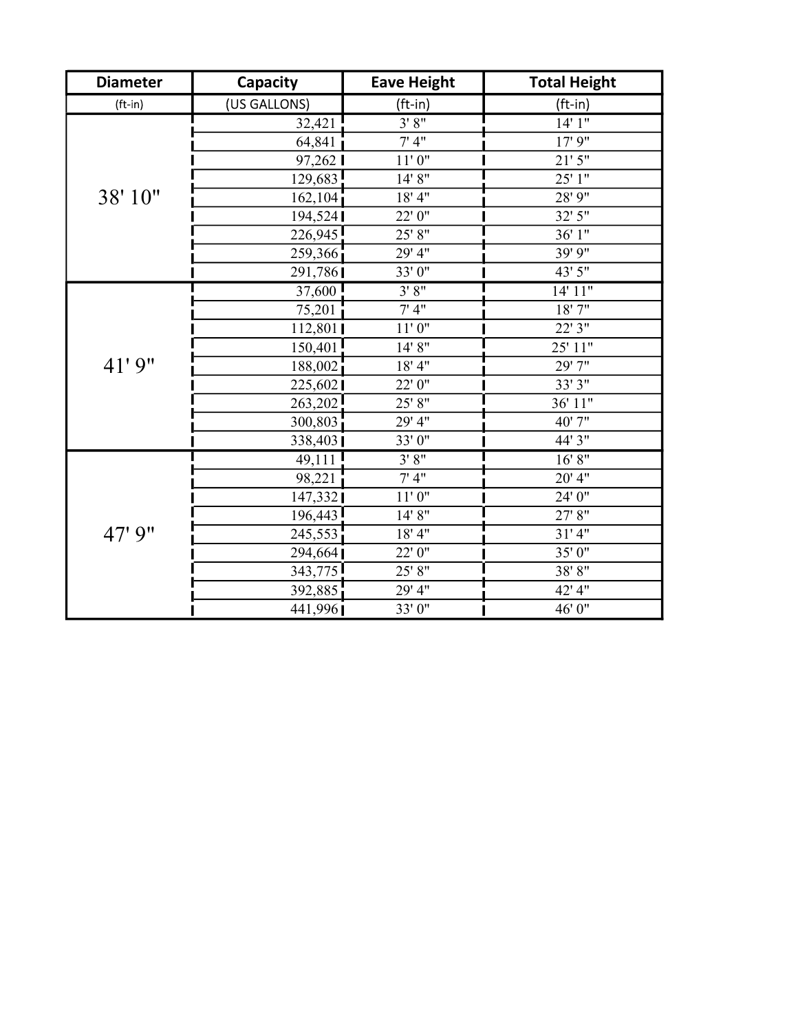| Diameter | Capacity | Eave Height | Total Height |
|---|---|---|---|
| (ft-in) | (US GALLONS) | (ft-in) | (ft-in) |
| 38' 10" | 32,421 | 3' 8" | 14' 1" |
| | 64,841 | 7' 4" | 17' 9" |
| | 97,262 | 11' 0" | 21' 5" |
| | 129,683 | 14' 8" | 25' 1" |
| | 162,104 | 18' 4" | 28' 9" |
| | 194,524 | 22' 0" | 32' 5" |
| | 226,945 | 25' 8" | 36' 1" |
| | 259,366 | 29' 4" | 39' 9" |
| | 291,786 | 33' 0" | 43' 5" |
| 41' 9" | 37,600 | 3' 8" | 14' 11" |
| | 75,201 | 7' 4" | 18' 7" |
| | 112,801 | 11' 0" | 22' 3" |
| | 150,401 | 14' 8" | 25' 11" |
| | 188,002 | 18' 4" | 29' 7" |
| | 225,602 | 22' 0" | 33' 3" |
| | 263,202 | 25' 8" | 36' 11" |
| | 300,803 | 29' 4" | 40' 7" |
| | 338,403 | 33' 0" | 44' 3" |
| 47' 9" | 49,111 | 3' 8" | 16' 8" |
| | 98,221 | 7' 4" | 20' 4" |
| | 147,332 | 11' 0" | 24' 0" |
| | 196,443 | 14' 8" | 27' 8" |
| | 245,553 | 18' 4" | 31' 4" |
| | 294,664 | 22' 0" | 35' 0" |
| | 343,775 | 25' 8" | 38' 8" |
| | 392,885 | 29' 4" | 42' 4" |
| | 441,996 | 33' 0" | 46' 0" |